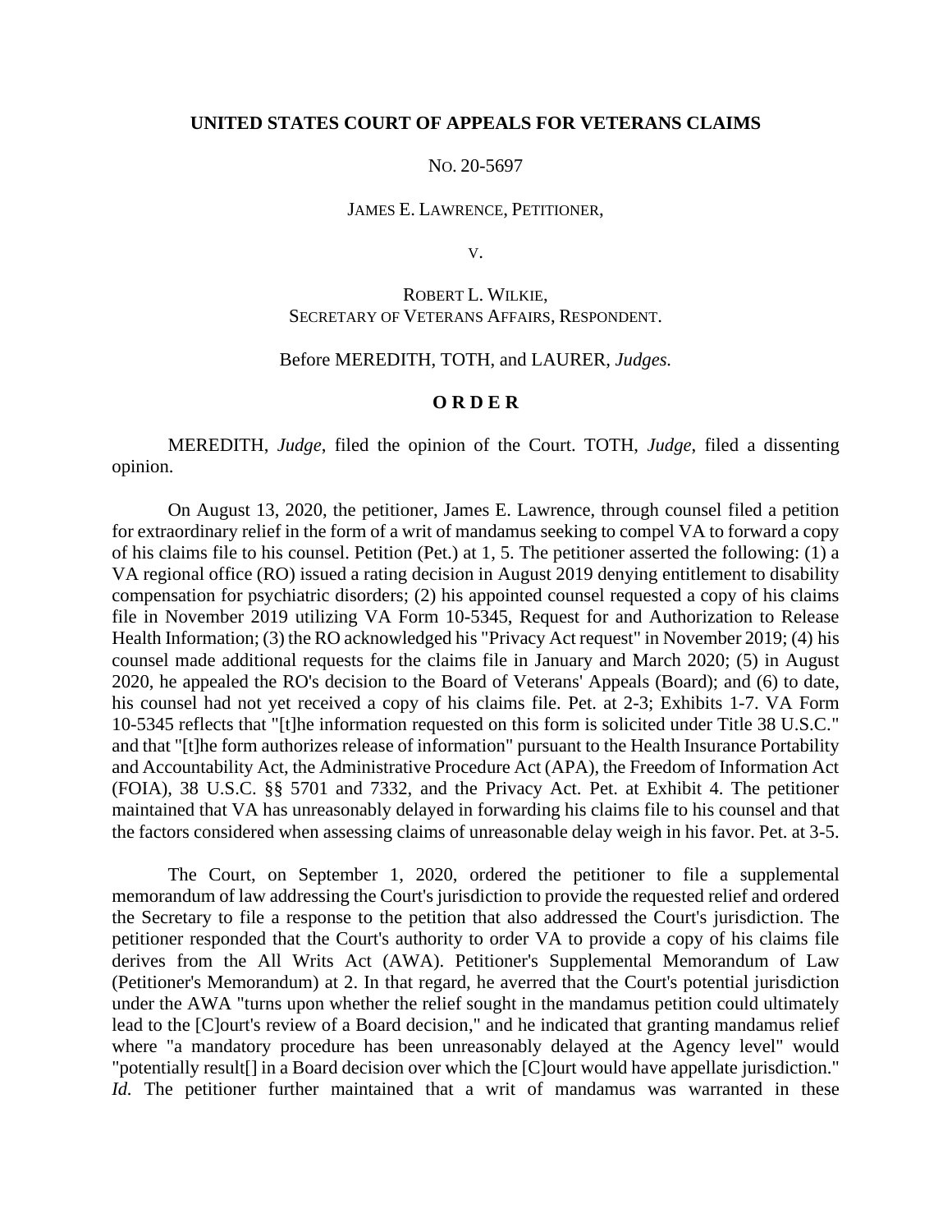**UNITED STATES COURT OF APPEALS FOR VETERANS CLAIMS**

NO. 20-5697

JAMES E. LAWRENCE, PETITIONER,

V.

ROBERT L. WILKIE,
SECRETARY OF VETERANS AFFAIRS, RESPONDENT.

Before MEREDITH, TOTH, and LAURER, *Judges.*

**O R D E R**

MEREDITH, *Judge*, filed the opinion of the Court. TOTH, *Judge*, filed a dissenting opinion.

On August 13, 2020, the petitioner, James E. Lawrence, through counsel filed a petition for extraordinary relief in the form of a writ of mandamus seeking to compel VA to forward a copy of his claims file to his counsel. Petition (Pet.) at 1, 5. The petitioner asserted the following: (1) a VA regional office (RO) issued a rating decision in August 2019 denying entitlement to disability compensation for psychiatric disorders; (2) his appointed counsel requested a copy of his claims file in November 2019 utilizing VA Form 10-5345, Request for and Authorization to Release Health Information; (3) the RO acknowledged his "Privacy Act request" in November 2019; (4) his counsel made additional requests for the claims file in January and March 2020; (5) in August 2020, he appealed the RO's decision to the Board of Veterans' Appeals (Board); and (6) to date, his counsel had not yet received a copy of his claims file. Pet. at 2-3; Exhibits 1-7. VA Form 10-5345 reflects that "[t]he information requested on this form is solicited under Title 38 U.S.C." and that "[t]he form authorizes release of information" pursuant to the Health Insurance Portability and Accountability Act, the Administrative Procedure Act (APA), the Freedom of Information Act (FOIA), 38 U.S.C. §§ 5701 and 7332, and the Privacy Act. Pet. at Exhibit 4. The petitioner maintained that VA has unreasonably delayed in forwarding his claims file to his counsel and that the factors considered when assessing claims of unreasonable delay weigh in his favor. Pet. at 3-5.

The Court, on September 1, 2020, ordered the petitioner to file a supplemental memorandum of law addressing the Court's jurisdiction to provide the requested relief and ordered the Secretary to file a response to the petition that also addressed the Court's jurisdiction. The petitioner responded that the Court's authority to order VA to provide a copy of his claims file derives from the All Writs Act (AWA). Petitioner's Supplemental Memorandum of Law (Petitioner's Memorandum) at 2. In that regard, he averred that the Court's potential jurisdiction under the AWA "turns upon whether the relief sought in the mandamus petition could ultimately lead to the [C]ourt's review of a Board decision," and he indicated that granting mandamus relief where "a mandatory procedure has been unreasonably delayed at the Agency level" would "potentially result[] in a Board decision over which the [C]ourt would have appellate jurisdiction." *Id.* The petitioner further maintained that a writ of mandamus was warranted in these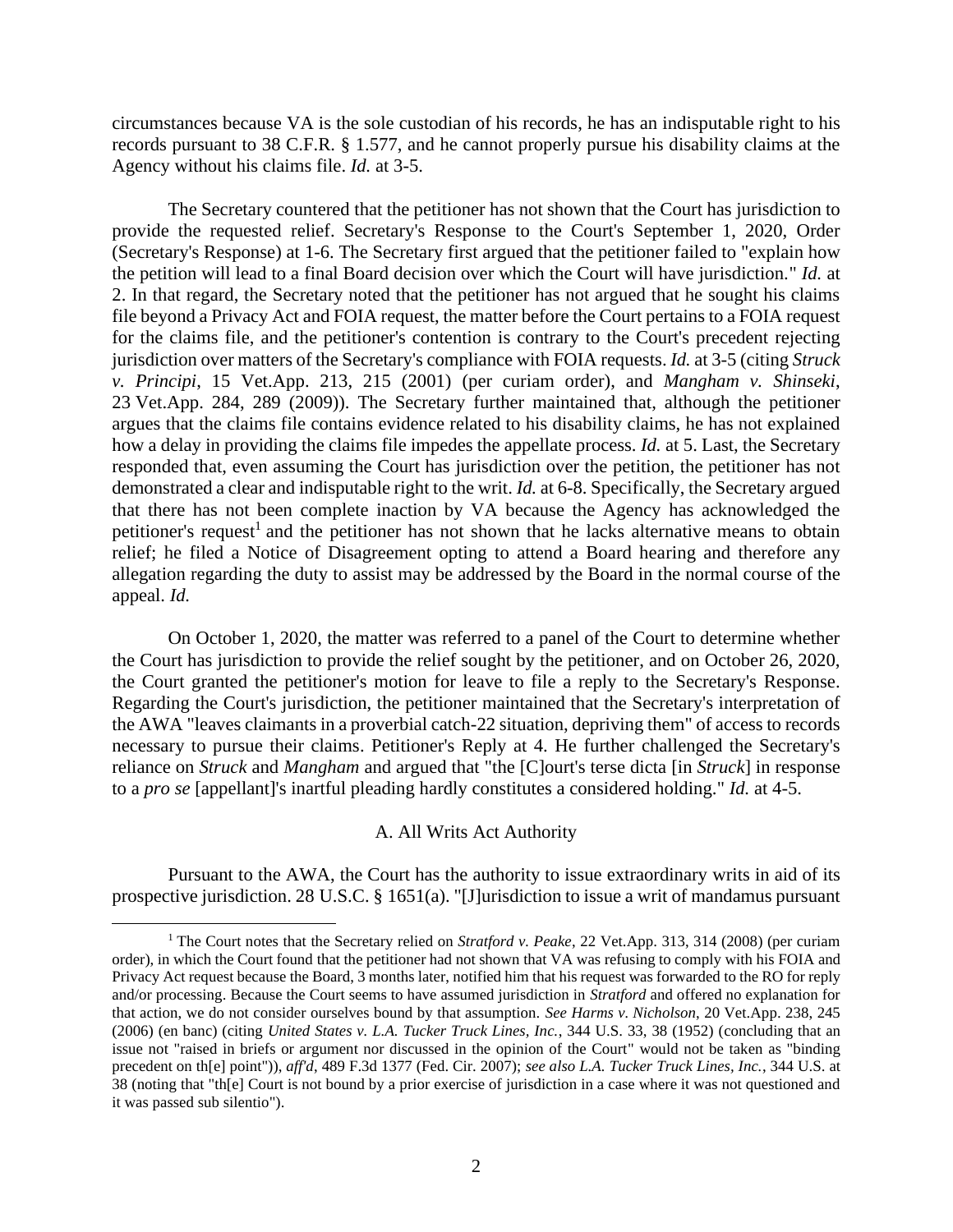circumstances because VA is the sole custodian of his records, he has an indisputable right to his records pursuant to 38 C.F.R. § 1.577, and he cannot properly pursue his disability claims at the Agency without his claims file. *Id.* at 3-5.

The Secretary countered that the petitioner has not shown that the Court has jurisdiction to provide the requested relief. Secretary's Response to the Court's September 1, 2020, Order (Secretary's Response) at 1-6. The Secretary first argued that the petitioner failed to "explain how the petition will lead to a final Board decision over which the Court will have jurisdiction." *Id.* at 2. In that regard, the Secretary noted that the petitioner has not argued that he sought his claims file beyond a Privacy Act and FOIA request, the matter before the Court pertains to a FOIA request for the claims file, and the petitioner's contention is contrary to the Court's precedent rejecting jurisdiction over matters of the Secretary's compliance with FOIA requests. *Id.* at 3-5 (citing *Struck v. Principi*, 15 Vet.App. 213, 215 (2001) (per curiam order), and *Mangham v. Shinseki*, 23 Vet.App. 284, 289 (2009)). The Secretary further maintained that, although the petitioner argues that the claims file contains evidence related to his disability claims, he has not explained how a delay in providing the claims file impedes the appellate process. *Id.* at 5. Last, the Secretary responded that, even assuming the Court has jurisdiction over the petition, the petitioner has not demonstrated a clear and indisputable right to the writ. *Id.* at 6-8. Specifically, the Secretary argued that there has not been complete inaction by VA because the Agency has acknowledged the petitioner's request[1] and the petitioner has not shown that he lacks alternative means to obtain relief; he filed a Notice of Disagreement opting to attend a Board hearing and therefore any allegation regarding the duty to assist may be addressed by the Board in the normal course of the appeal. *Id.*

On October 1, 2020, the matter was referred to a panel of the Court to determine whether the Court has jurisdiction to provide the relief sought by the petitioner, and on October 26, 2020, the Court granted the petitioner's motion for leave to file a reply to the Secretary's Response. Regarding the Court's jurisdiction, the petitioner maintained that the Secretary's interpretation of the AWA "leaves claimants in a proverbial catch-22 situation, depriving them" of access to records necessary to pursue their claims. Petitioner's Reply at 4. He further challenged the Secretary's reliance on *Struck* and *Mangham* and argued that "the [C]ourt's terse dicta [in *Struck*] in response to a *pro se* [appellant]'s inartful pleading hardly constitutes a considered holding." *Id.* at 4-5.

### A. All Writs Act Authority

Pursuant to the AWA, the Court has the authority to issue extraordinary writs in aid of its prospective jurisdiction. 28 U.S.C. § 1651(a). "[J]urisdiction to issue a writ of mandamus pursuant

---

[1] The Court notes that the Secretary relied on *Stratford v. Peake*, 22 Vet.App. 313, 314 (2008) (per curiam order), in which the Court found that the petitioner had not shown that VA was refusing to comply with his FOIA and Privacy Act request because the Board, 3 months later, notified him that his request was forwarded to the RO for reply and/or processing. Because the Court seems to have assumed jurisdiction in *Stratford* and offered no explanation for that action, we do not consider ourselves bound by that assumption. *See Harms v. Nicholson*, 20 Vet.App. 238, 245 (2006) (en banc) (citing *United States v. L.A. Tucker Truck Lines, Inc.*, 344 U.S. 33, 38 (1952) (concluding that an issue not "raised in briefs or argument nor discussed in the opinion of the Court" would not be taken as "binding precedent on th[e] point")), *aff'd*, 489 F.3d 1377 (Fed. Cir. 2007); *see also L.A. Tucker Truck Lines, Inc.*, 344 U.S. at 38 (noting that "th[e] Court is not bound by a prior exercise of jurisdiction in a case where it was not questioned and it was passed sub silentio").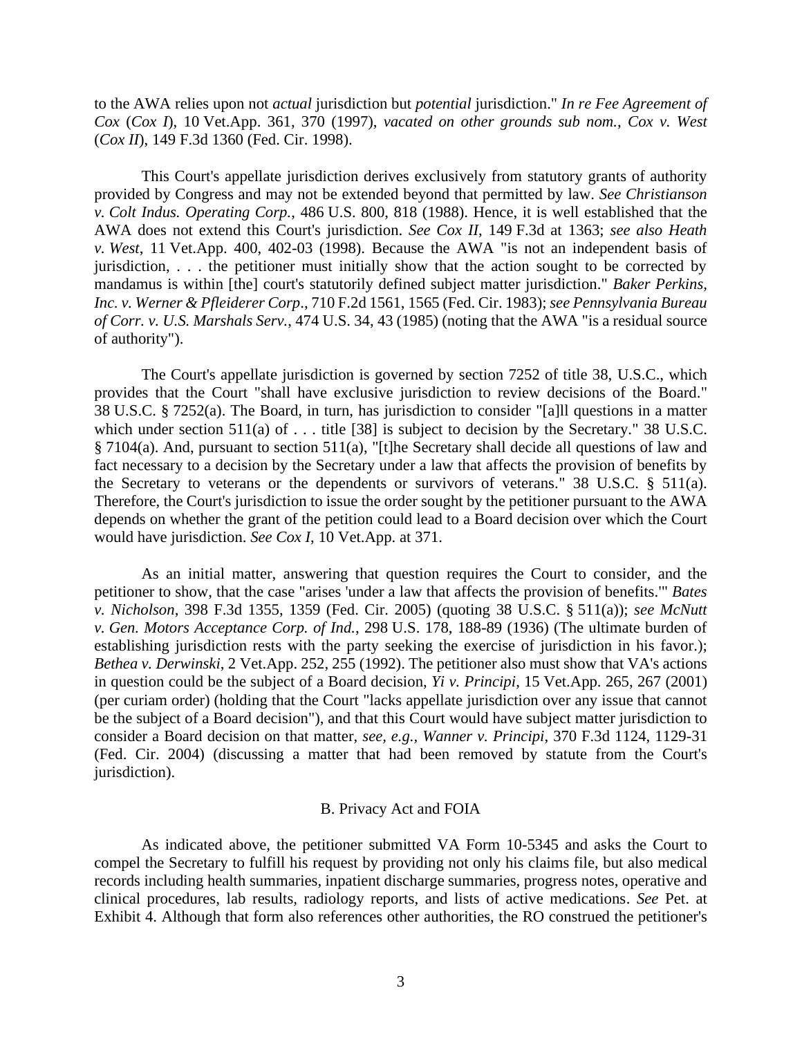to the AWA relies upon not *actual* jurisdiction but *potential* jurisdiction." *In re Fee Agreement of Cox* (*Cox I*), 10 Vet.App. 361, 370 (1997), *vacated on other grounds sub nom.*, *Cox v. West* (*Cox II*), 149 F.3d 1360 (Fed. Cir. 1998).

This Court's appellate jurisdiction derives exclusively from statutory grants of authority provided by Congress and may not be extended beyond that permitted by law. *See Christianson v. Colt Indus. Operating Corp.*, 486 U.S. 800, 818 (1988). Hence, it is well established that the AWA does not extend this Court's jurisdiction. *See Cox II*, 149 F.3d at 1363; *see also Heath v. West*, 11 Vet.App. 400, 402-03 (1998). Because the AWA "is not an independent basis of jurisdiction, . . . the petitioner must initially show that the action sought to be corrected by mandamus is within [the] court's statutorily defined subject matter jurisdiction." *Baker Perkins, Inc. v. Werner & Pfleiderer Corp*., 710 F.2d 1561, 1565 (Fed. Cir. 1983); *see Pennsylvania Bureau of Corr. v. U.S. Marshals Serv.*, 474 U.S. 34, 43 (1985) (noting that the AWA "is a residual source of authority").

The Court's appellate jurisdiction is governed by section 7252 of title 38, U.S.C., which provides that the Court "shall have exclusive jurisdiction to review decisions of the Board." 38 U.S.C. § 7252(a). The Board, in turn, has jurisdiction to consider "[a]ll questions in a matter which under section 511(a) of . . . title [38] is subject to decision by the Secretary." 38 U.S.C. § 7104(a). And, pursuant to section 511(a), "[t]he Secretary shall decide all questions of law and fact necessary to a decision by the Secretary under a law that affects the provision of benefits by the Secretary to veterans or the dependents or survivors of veterans." 38 U.S.C. § 511(a). Therefore, the Court's jurisdiction to issue the order sought by the petitioner pursuant to the AWA depends on whether the grant of the petition could lead to a Board decision over which the Court would have jurisdiction. *See Cox I*, 10 Vet.App. at 371.

As an initial matter, answering that question requires the Court to consider, and the petitioner to show, that the case "arises 'under a law that affects the provision of benefits.'" *Bates v. Nicholson*, 398 F.3d 1355, 1359 (Fed. Cir. 2005) (quoting 38 U.S.C. § 511(a)); *see McNutt v. Gen. Motors Acceptance Corp. of Ind.*, 298 U.S. 178, 188-89 (1936) (The ultimate burden of establishing jurisdiction rests with the party seeking the exercise of jurisdiction in his favor.); *Bethea v. Derwinski*, 2 Vet.App. 252, 255 (1992). The petitioner also must show that VA's actions in question could be the subject of a Board decision, *Yi v. Principi*, 15 Vet.App. 265, 267 (2001) (per curiam order) (holding that the Court "lacks appellate jurisdiction over any issue that cannot be the subject of a Board decision"), and that this Court would have subject matter jurisdiction to consider a Board decision on that matter, *see, e.g., Wanner v. Principi*, 370 F.3d 1124, 1129-31 (Fed. Cir. 2004) (discussing a matter that had been removed by statute from the Court's jurisdiction).

### B. Privacy Act and FOIA

As indicated above, the petitioner submitted VA Form 10-5345 and asks the Court to compel the Secretary to fulfill his request by providing not only his claims file, but also medical records including health summaries, inpatient discharge summaries, progress notes, operative and clinical procedures, lab results, radiology reports, and lists of active medications. *See* Pet. at Exhibit 4. Although that form also references other authorities, the RO construed the petitioner's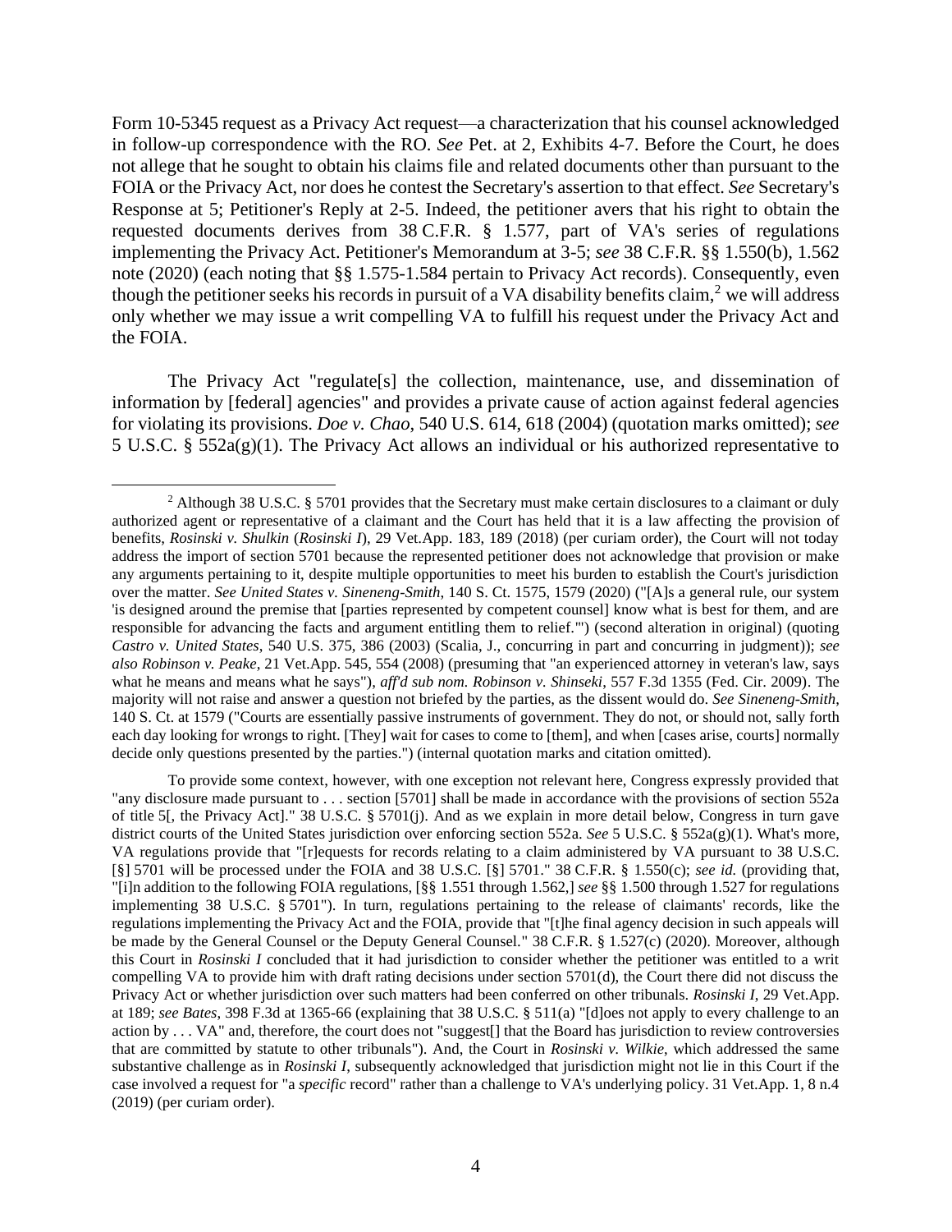Form 10-5345 request as a Privacy Act request—a characterization that his counsel acknowledged in follow-up correspondence with the RO. *See* Pet. at 2, Exhibits 4-7. Before the Court, he does not allege that he sought to obtain his claims file and related documents other than pursuant to the FOIA or the Privacy Act, nor does he contest the Secretary's assertion to that effect. *See* Secretary's Response at 5; Petitioner's Reply at 2-5. Indeed, the petitioner avers that his right to obtain the requested documents derives from 38 C.F.R. § 1.577, part of VA's series of regulations implementing the Privacy Act. Petitioner's Memorandum at 3-5; *see* 38 C.F.R. §§ 1.550(b), 1.562 note (2020) (each noting that §§ 1.575-1.584 pertain to Privacy Act records). Consequently, even though the petitioner seeks his records in pursuit of a VA disability benefits claim,[2] we will address only whether we may issue a writ compelling VA to fulfill his request under the Privacy Act and the FOIA.

The Privacy Act "regulate[s] the collection, maintenance, use, and dissemination of information by [federal] agencies" and provides a private cause of action against federal agencies for violating its provisions. *Doe v. Chao*, 540 U.S. 614, 618 (2004) (quotation marks omitted); *see* 5 U.S.C. § 552a(g)(1). The Privacy Act allows an individual or his authorized representative to

[2] Although 38 U.S.C. § 5701 provides that the Secretary must make certain disclosures to a claimant or duly authorized agent or representative of a claimant and the Court has held that it is a law affecting the provision of benefits, *Rosinski v. Shulkin* (*Rosinski I*), 29 Vet.App. 183, 189 (2018) (per curiam order), the Court will not today address the import of section 5701 because the represented petitioner does not acknowledge that provision or make any arguments pertaining to it, despite multiple opportunities to meet his burden to establish the Court's jurisdiction over the matter. *See United States v. Sineneng-Smith*, 140 S. Ct. 1575, 1579 (2020) ("[A]s a general rule, our system 'is designed around the premise that [parties represented by competent counsel] know what is best for them, and are responsible for advancing the facts and argument entitling them to relief.'") (second alteration in original) (quoting *Castro v. United States*, 540 U.S. 375, 386 (2003) (Scalia, J., concurring in part and concurring in judgment)); *see also Robinson v. Peake*, 21 Vet.App. 545, 554 (2008) (presuming that "an experienced attorney in veteran's law, says what he means and means what he says"), *aff'd sub nom. Robinson v. Shinseki*, 557 F.3d 1355 (Fed. Cir. 2009). The majority will not raise and answer a question not briefed by the parties, as the dissent would do. *See Sineneng-Smith*, 140 S. Ct. at 1579 ("Courts are essentially passive instruments of government. They do not, or should not, sally forth each day looking for wrongs to right. [They] wait for cases to come to [them], and when [cases arise, courts] normally decide only questions presented by the parties.") (internal quotation marks and citation omitted).

To provide some context, however, with one exception not relevant here, Congress expressly provided that "any disclosure made pursuant to . . . section [5701] shall be made in accordance with the provisions of section 552a of title 5[, the Privacy Act]." 38 U.S.C. § 5701(j). And as we explain in more detail below, Congress in turn gave district courts of the United States jurisdiction over enforcing section 552a. *See* 5 U.S.C. § 552a(g)(1). What's more, VA regulations provide that "[r]equests for records relating to a claim administered by VA pursuant to 38 U.S.C. [§] 5701 will be processed under the FOIA and 38 U.S.C. [§] 5701." 38 C.F.R. § 1.550(c); *see id.* (providing that, "[i]n addition to the following FOIA regulations, [§§ 1.551 through 1.562,] *see* §§ 1.500 through 1.527 for regulations implementing 38 U.S.C. § 5701"). In turn, regulations pertaining to the release of claimants' records, like the regulations implementing the Privacy Act and the FOIA, provide that "[t]he final agency decision in such appeals will be made by the General Counsel or the Deputy General Counsel." 38 C.F.R. § 1.527(c) (2020). Moreover, although this Court in *Rosinski I* concluded that it had jurisdiction to consider whether the petitioner was entitled to a writ compelling VA to provide him with draft rating decisions under section 5701(d), the Court there did not discuss the Privacy Act or whether jurisdiction over such matters had been conferred on other tribunals. *Rosinski I*, 29 Vet.App. at 189; *see Bates*, 398 F.3d at 1365-66 (explaining that 38 U.S.C. § 511(a) "[d]oes not apply to every challenge to an action by . . . VA" and, therefore, the court does not "suggest[] that the Board has jurisdiction to review controversies that are committed by statute to other tribunals"). And, the Court in *Rosinski v. Wilkie*, which addressed the same substantive challenge as in *Rosinski I*, subsequently acknowledged that jurisdiction might not lie in this Court if the case involved a request for "a *specific* record" rather than a challenge to VA's underlying policy. 31 Vet.App. 1, 8 n.4 (2019) (per curiam order).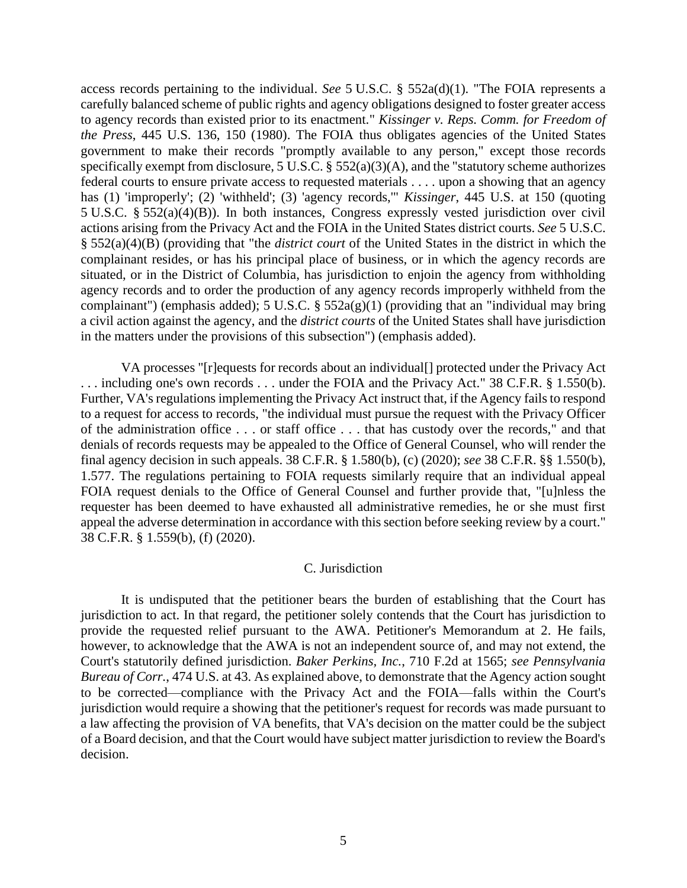access records pertaining to the individual. *See* 5 U.S.C. § 552a(d)(1). "The FOIA represents a carefully balanced scheme of public rights and agency obligations designed to foster greater access to agency records than existed prior to its enactment." *Kissinger v. Reps. Comm. for Freedom of the Press*, 445 U.S. 136, 150 (1980). The FOIA thus obligates agencies of the United States government to make their records "promptly available to any person," except those records specifically exempt from disclosure, 5 U.S.C. § 552(a)(3)(A), and the "statutory scheme authorizes federal courts to ensure private access to requested materials . . . . upon a showing that an agency has (1) 'improperly'; (2) 'withheld'; (3) 'agency records,'" *Kissinger*, 445 U.S. at 150 (quoting 5 U.S.C. § 552(a)(4)(B)). In both instances, Congress expressly vested jurisdiction over civil actions arising from the Privacy Act and the FOIA in the United States district courts. *See* 5 U.S.C. § 552(a)(4)(B) (providing that "the *district court* of the United States in the district in which the complainant resides, or has his principal place of business, or in which the agency records are situated, or in the District of Columbia, has jurisdiction to enjoin the agency from withholding agency records and to order the production of any agency records improperly withheld from the complainant") (emphasis added); 5 U.S.C. § 552a(g)(1) (providing that an "individual may bring a civil action against the agency, and the *district courts* of the United States shall have jurisdiction in the matters under the provisions of this subsection") (emphasis added).

VA processes "[r]equests for records about an individual[] protected under the Privacy Act . . . including one's own records . . . under the FOIA and the Privacy Act." 38 C.F.R. § 1.550(b). Further, VA's regulations implementing the Privacy Act instruct that, if the Agency fails to respond to a request for access to records, "the individual must pursue the request with the Privacy Officer of the administration office . . . or staff office . . . that has custody over the records," and that denials of records requests may be appealed to the Office of General Counsel, who will render the final agency decision in such appeals. 38 C.F.R. § 1.580(b), (c) (2020); *see* 38 C.F.R. §§ 1.550(b), 1.577. The regulations pertaining to FOIA requests similarly require that an individual appeal FOIA request denials to the Office of General Counsel and further provide that, "[u]nless the requester has been deemed to have exhausted all administrative remedies, he or she must first appeal the adverse determination in accordance with this section before seeking review by a court." 38 C.F.R. § 1.559(b), (f) (2020).

### C. Jurisdiction

It is undisputed that the petitioner bears the burden of establishing that the Court has jurisdiction to act. In that regard, the petitioner solely contends that the Court has jurisdiction to provide the requested relief pursuant to the AWA. Petitioner's Memorandum at 2. He fails, however, to acknowledge that the AWA is not an independent source of, and may not extend, the Court's statutorily defined jurisdiction. *Baker Perkins, Inc.*, 710 F.2d at 1565; *see Pennsylvania Bureau of Corr.*, 474 U.S. at 43. As explained above, to demonstrate that the Agency action sought to be corrected—compliance with the Privacy Act and the FOIA—falls within the Court's jurisdiction would require a showing that the petitioner's request for records was made pursuant to a law affecting the provision of VA benefits, that VA's decision on the matter could be the subject of a Board decision, and that the Court would have subject matter jurisdiction to review the Board's decision.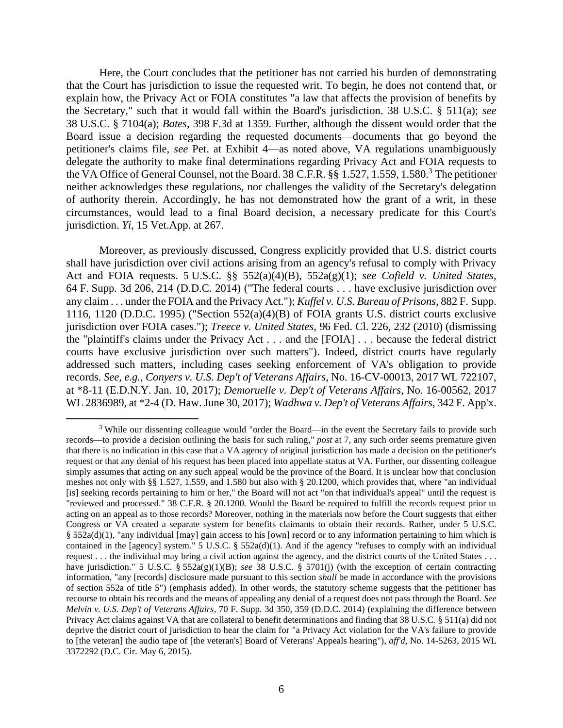Here, the Court concludes that the petitioner has not carried his burden of demonstrating that the Court has jurisdiction to issue the requested writ. To begin, he does not contend that, or explain how, the Privacy Act or FOIA constitutes "a law that affects the provision of benefits by the Secretary," such that it would fall within the Board's jurisdiction. 38 U.S.C. § 511(a); *see* 38 U.S.C. § 7104(a); *Bates*, 398 F.3d at 1359. Further, although the dissent would order that the Board issue a decision regarding the requested documents—documents that go beyond the petitioner's claims file, *see* Pet. at Exhibit 4—as noted above, VA regulations unambiguously delegate the authority to make final determinations regarding Privacy Act and FOIA requests to the VA Office of General Counsel, not the Board. 38 C.F.R. §§ 1.527, 1.559, 1.580.[3] The petitioner neither acknowledges these regulations, nor challenges the validity of the Secretary's delegation of authority therein. Accordingly, he has not demonstrated how the grant of a writ, in these circumstances, would lead to a final Board decision, a necessary predicate for this Court's jurisdiction. *Yi*, 15 Vet.App. at 267.

Moreover, as previously discussed, Congress explicitly provided that U.S. district courts shall have jurisdiction over civil actions arising from an agency's refusal to comply with Privacy Act and FOIA requests. 5 U.S.C. §§ 552(a)(4)(B), 552a(g)(1); *see Cofield v. United States*, 64 F. Supp. 3d 206, 214 (D.D.C. 2014) ("The federal courts . . . have exclusive jurisdiction over any claim . . . under the FOIA and the Privacy Act."); *Kuffel v. U.S. Bureau of Prisons*, 882 F. Supp. 1116, 1120 (D.D.C. 1995) ("Section 552(a)(4)(B) of FOIA grants U.S. district courts exclusive jurisdiction over FOIA cases."); *Treece v. United States*, 96 Fed. Cl. 226, 232 (2010) (dismissing the "plaintiff's claims under the Privacy Act . . . and the [FOIA] . . . because the federal district courts have exclusive jurisdiction over such matters"). Indeed, district courts have regularly addressed such matters, including cases seeking enforcement of VA's obligation to provide records. *See, e.g.*, *Conyers v. U.S. Dep't of Veterans Affairs*, No. 16-CV-00013, 2017 WL 722107, at *8-11 (E.D.N.Y. Jan. 10, 2017); *Demoruelle v. Dep't of Veterans Affairs*, No. 16-00562, 2017 WL 2836989, at *2-4 (D. Haw. June 30, 2017); *Wadhwa v. Dep't of Veterans Affairs*, 342 F. App'x.

---

[3] While our dissenting colleague would "order the Board—in the event the Secretary fails to provide such records—to provide a decision outlining the basis for such ruling," *post* at 7, any such order seems premature given that there is no indication in this case that a VA agency of original jurisdiction has made a decision on the petitioner's request or that any denial of his request has been placed into appellate status at VA. Further, our dissenting colleague simply assumes that acting on any such appeal would be the province of the Board. It is unclear how that conclusion meshes not only with §§ 1.527, 1.559, and 1.580 but also with § 20.1200, which provides that, where "an individual [is] seeking records pertaining to him or her," the Board will not act "on that individual's appeal" until the request is "reviewed and processed." 38 C.F.R. § 20.1200. Would the Board be required to fulfill the records request prior to acting on an appeal as to those records? Moreover, nothing in the materials now before the Court suggests that either Congress or VA created a separate system for benefits claimants to obtain their records. Rather, under 5 U.S.C. § 552a(d)(1), "any individual [may] gain access to his [own] record or to any information pertaining to him which is contained in the [agency] system." 5 U.S.C. § 552a(d)(1). And if the agency "refuses to comply with an individual request . . . the individual may bring a civil action against the agency, and the district courts of the United States . . . have jurisdiction." 5 U.S.C. § 552a(g)(1)(B); *see* 38 U.S.C. § 5701(j) (with the exception of certain contracting information, "any [records] disclosure made pursuant to this section *shall* be made in accordance with the provisions of section 552a of title 5") (emphasis added). In other words, the statutory scheme suggests that the petitioner has recourse to obtain his records and the means of appealing any denial of a request does not pass through the Board. *See Melvin v. U.S. Dep't of Veterans Affairs*, 70 F. Supp. 3d 350, 359 (D.D.C. 2014) (explaining the difference between Privacy Act claims against VA that are collateral to benefit determinations and finding that 38 U.S.C. § 511(a) did not deprive the district court of jurisdiction to hear the claim for "a Privacy Act violation for the VA's failure to provide to [the veteran] the audio tape of [the veteran's] Board of Veterans' Appeals hearing"), *aff'd*, No. 14-5263, 2015 WL 3372292 (D.C. Cir. May 6, 2015).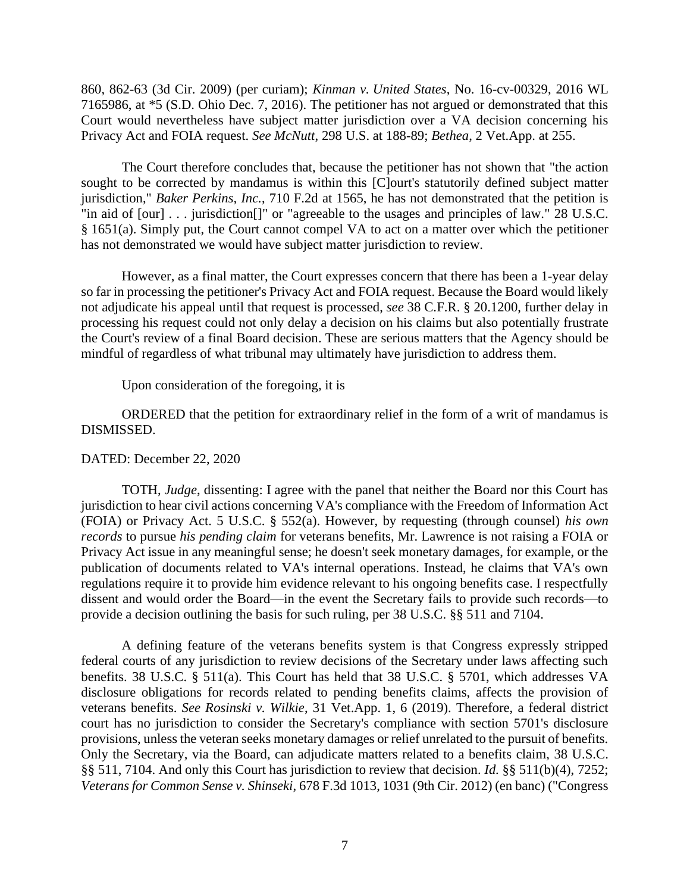860, 862-63 (3d Cir. 2009) (per curiam); *Kinman v. United States*, No. 16-cv-00329, 2016 WL 7165986, at *5 (S.D. Ohio Dec. 7, 2016). The petitioner has not argued or demonstrated that this Court would nevertheless have subject matter jurisdiction over a VA decision concerning his Privacy Act and FOIA request. *See McNutt*, 298 U.S. at 188-89; *Bethea*, 2 Vet.App. at 255.

The Court therefore concludes that, because the petitioner has not shown that "the action sought to be corrected by mandamus is within this [C]ourt's statutorily defined subject matter jurisdiction," *Baker Perkins, Inc.*, 710 F.2d at 1565, he has not demonstrated that the petition is "in aid of [our] . . . jurisdiction[]" or "agreeable to the usages and principles of law." 28 U.S.C. § 1651(a). Simply put, the Court cannot compel VA to act on a matter over which the petitioner has not demonstrated we would have subject matter jurisdiction to review.

However, as a final matter, the Court expresses concern that there has been a 1-year delay so far in processing the petitioner's Privacy Act and FOIA request. Because the Board would likely not adjudicate his appeal until that request is processed, *see* 38 C.F.R. § 20.1200, further delay in processing his request could not only delay a decision on his claims but also potentially frustrate the Court's review of a final Board decision. These are serious matters that the Agency should be mindful of regardless of what tribunal may ultimately have jurisdiction to address them.

Upon consideration of the foregoing, it is

ORDERED that the petition for extraordinary relief in the form of a writ of mandamus is DISMISSED.

DATED: December 22, 2020

TOTH, *Judge*, dissenting: I agree with the panel that neither the Board nor this Court has jurisdiction to hear civil actions concerning VA's compliance with the Freedom of Information Act (FOIA) or Privacy Act. 5 U.S.C. § 552(a). However, by requesting (through counsel) *his own records* to pursue *his pending claim* for veterans benefits, Mr. Lawrence is not raising a FOIA or Privacy Act issue in any meaningful sense; he doesn't seek monetary damages, for example, or the publication of documents related to VA's internal operations. Instead, he claims that VA's own regulations require it to provide him evidence relevant to his ongoing benefits case. I respectfully dissent and would order the Board—in the event the Secretary fails to provide such records—to provide a decision outlining the basis for such ruling, per 38 U.S.C. §§ 511 and 7104.

A defining feature of the veterans benefits system is that Congress expressly stripped federal courts of any jurisdiction to review decisions of the Secretary under laws affecting such benefits. 38 U.S.C. § 511(a). This Court has held that 38 U.S.C. § 5701, which addresses VA disclosure obligations for records related to pending benefits claims, affects the provision of veterans benefits. *See Rosinski v. Wilkie*, 31 Vet.App. 1, 6 (2019). Therefore, a federal district court has no jurisdiction to consider the Secretary's compliance with section 5701's disclosure provisions, unless the veteran seeks monetary damages or relief unrelated to the pursuit of benefits. Only the Secretary, via the Board, can adjudicate matters related to a benefits claim, 38 U.S.C. §§ 511, 7104. And only this Court has jurisdiction to review that decision. *Id.* §§ 511(b)(4), 7252; *Veterans for Common Sense v. Shinseki*, 678 F.3d 1013, 1031 (9th Cir. 2012) (en banc) ("Congress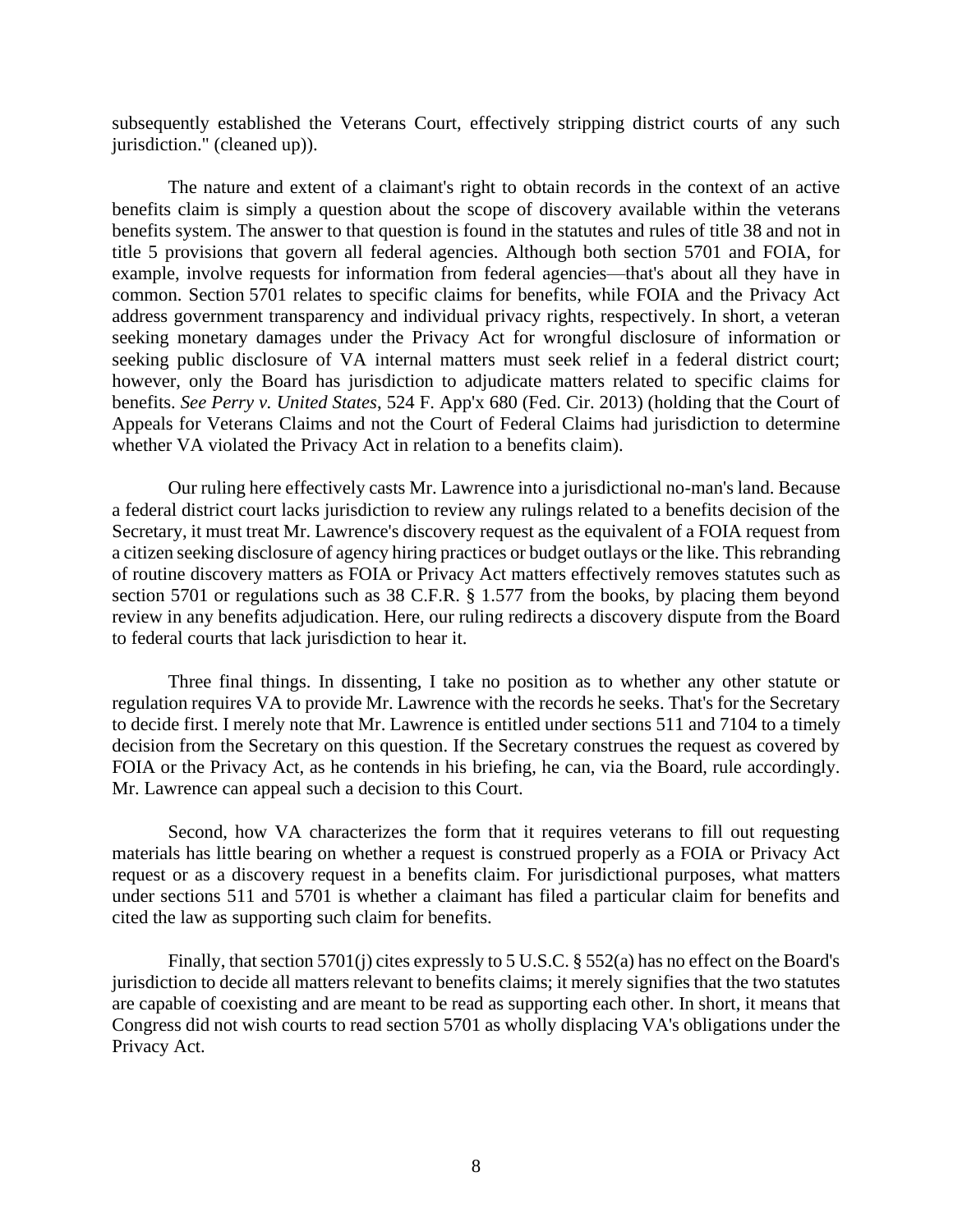subsequently established the Veterans Court, effectively stripping district courts of any such jurisdiction." (cleaned up)).

The nature and extent of a claimant's right to obtain records in the context of an active benefits claim is simply a question about the scope of discovery available within the veterans benefits system. The answer to that question is found in the statutes and rules of title 38 and not in title 5 provisions that govern all federal agencies. Although both section 5701 and FOIA, for example, involve requests for information from federal agencies—that's about all they have in common. Section 5701 relates to specific claims for benefits, while FOIA and the Privacy Act address government transparency and individual privacy rights, respectively. In short, a veteran seeking monetary damages under the Privacy Act for wrongful disclosure of information or seeking public disclosure of VA internal matters must seek relief in a federal district court; however, only the Board has jurisdiction to adjudicate matters related to specific claims for benefits. *See Perry v. United States*, 524 F. App'x 680 (Fed. Cir. 2013) (holding that the Court of Appeals for Veterans Claims and not the Court of Federal Claims had jurisdiction to determine whether VA violated the Privacy Act in relation to a benefits claim).

Our ruling here effectively casts Mr. Lawrence into a jurisdictional no-man's land. Because a federal district court lacks jurisdiction to review any rulings related to a benefits decision of the Secretary, it must treat Mr. Lawrence's discovery request as the equivalent of a FOIA request from a citizen seeking disclosure of agency hiring practices or budget outlays or the like. This rebranding of routine discovery matters as FOIA or Privacy Act matters effectively removes statutes such as section 5701 or regulations such as 38 C.F.R. § 1.577 from the books, by placing them beyond review in any benefits adjudication. Here, our ruling redirects a discovery dispute from the Board to federal courts that lack jurisdiction to hear it.

Three final things. In dissenting, I take no position as to whether any other statute or regulation requires VA to provide Mr. Lawrence with the records he seeks. That's for the Secretary to decide first. I merely note that Mr. Lawrence is entitled under sections 511 and 7104 to a timely decision from the Secretary on this question. If the Secretary construes the request as covered by FOIA or the Privacy Act, as he contends in his briefing, he can, via the Board, rule accordingly. Mr. Lawrence can appeal such a decision to this Court.

Second, how VA characterizes the form that it requires veterans to fill out requesting materials has little bearing on whether a request is construed properly as a FOIA or Privacy Act request or as a discovery request in a benefits claim. For jurisdictional purposes, what matters under sections 511 and 5701 is whether a claimant has filed a particular claim for benefits and cited the law as supporting such claim for benefits.

Finally, that section 5701(j) cites expressly to 5 U.S.C. § 552(a) has no effect on the Board's jurisdiction to decide all matters relevant to benefits claims; it merely signifies that the two statutes are capable of coexisting and are meant to be read as supporting each other. In short, it means that Congress did not wish courts to read section 5701 as wholly displacing VA's obligations under the Privacy Act.